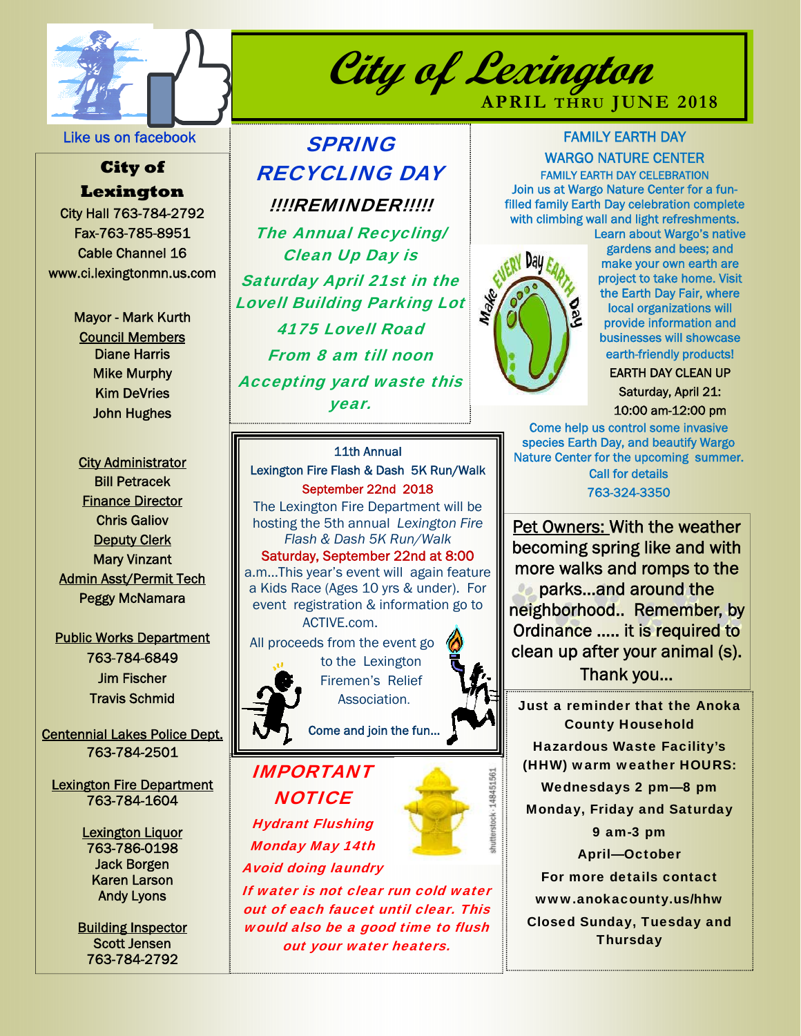# City of Lexington

**APRIL THRU JUNE 2018**

Like us on facebook

## City of Lexington

City Hall 763-784-2792
Fax-763-785-8951
Cable Channel 16
www.ci.lexingtonmn.us.com

Mayor - Mark Kurth

Council Members
Diane Harris
Mike Murphy
Kim DeVries
John Hughes

City Administrator
Bill Petracek

Finance Director
Chris Galiov

Deputy Clerk
Mary Vinzant

Admin Asst/Permit Tech
Peggy McNamara

Public Works Department
763-784-6849
Jim Fischer
Travis Schmid

Centennial Lakes Police Dept.
763-784-2501

Lexington Fire Department
763-784-1604

Lexington Liquor
763-786-0198
Jack Borgen
Karen Larson
Andy Lyons

Building Inspector
Scott Jensen
763-784-2792

## SPRING RECYCLING DAY

***!!!!REMINDER!!!!!***

*The Annual Recycling/ Clean Up Day is Saturday April 21st in the Lovell Building Parking Lot*

*4175 Lovell Road*

*From 8 am till noon*

*Accepting yard waste this year.*

---

11th Annual
Lexington Fire Flash & Dash 5K Run/Walk
September 22nd 2018

The Lexington Fire Department will be hosting the 5th annual *Lexington Fire Flash & Dash 5K Run/Walk* Saturday, September 22nd at 8:00 a.m...This year's event will again feature a Kids Race (Ages 10 yrs & under). For event registration & information go to ACTIVE.com.

All proceeds from the event go to the Lexington Firemen's Relief Association.

Come and join the fun...

---

## *IMPORTANT NOTICE*

***Hydrant Flushing***

***Monday May 14th***

***Avoid doing laundry***

***If water is not clear run cold water out of each faucet until clear. This would also be a good time to flush out your water heaters.***

---

## FAMILY EARTH DAY

### WARGO NATURE CENTER

FAMILY EARTH DAY CELEBRATION

Join us at Wargo Nature Center for a fun-filled family Earth Day celebration complete with climbing wall and light refreshments. Learn about Wargo's native gardens and bees; and make your own earth are project to take home. Visit the Earth Day Fair, where local organizations will provide information and businesses will showcase earth-friendly products!

EARTH DAY CLEAN UP
Saturday, April 21:
10:00 am-12:00 pm

Come help us control some invasive species Earth Day, and beautify Wargo Nature Center for the upcoming summer. Call for details
763-324-3350

---

Pet Owners: With the weather becoming spring like and with more walks and romps to the parks...and around the neighborhood.. Remember, by Ordinance ..... it is required to clean up after your animal (s). Thank you...

---

**Just a reminder that the Anoka County Household Hazardous Waste Facility's (HHW) warm weather HOURS:**

**Wednesdays 2 pm—8 pm**

**Monday, Friday and Saturday 9 am-3 pm**

**April—October**

**For more details contact www.anokacounty.us/hhw**

**Closed Sunday, Tuesday and Thursday**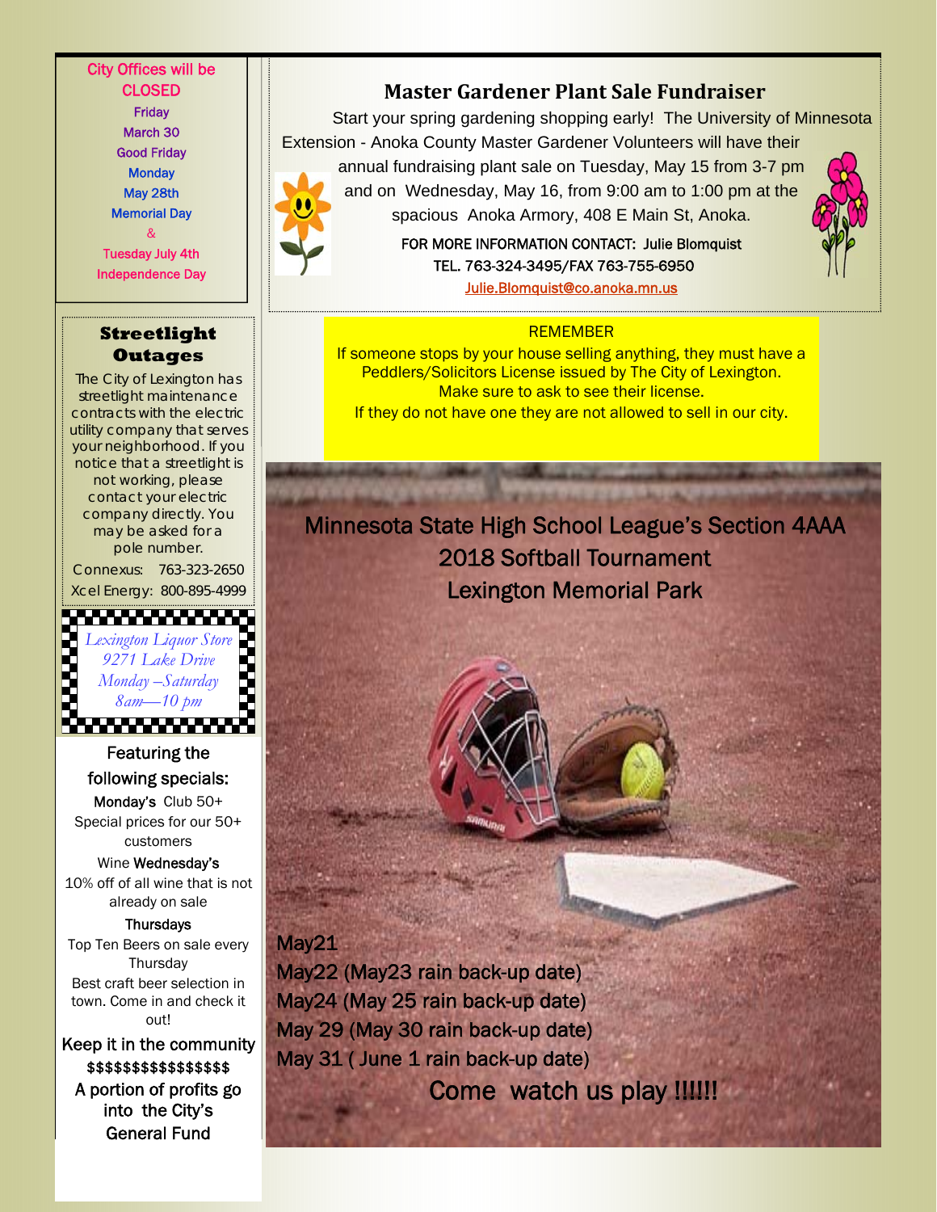City Offices will be CLOSED

Friday
March 30
Good Friday

Monday
May 28th
Memorial Day

&

Tuesday July 4th
Independence Day

## Streetlight Outages

The City of Lexington has streetlight maintenance contracts with the electric utility company that serves your neighborhood. If you notice that a streetlight is not working, please contact your electric company directly. You may be asked for a pole number.

Connexus: 763-323-2650

Xcel Energy: 800-895-4999

*Lexington Liquor Store*
*9271 Lake Drive*
*Monday –Saturday*
*8am—10 pm*

Featuring the following specials:

**Monday's** Club 50+
Special prices for our 50+ customers

Wine **Wednesday's**
10% off of all wine that is not already on sale

**Thursdays**
Top Ten Beers on sale every Thursday
Best craft beer selection in town. Come in and check it out!

Keep it in the community
$$$$$$$$$$$$$$$$$
A portion of profits go into the City's General Fund

## Master Gardener Plant Sale Fundraiser

Start your spring gardening shopping early! The University of Minnesota Extension - Anoka County Master Gardener Volunteers will have their annual fundraising plant sale on Tuesday, May 15 from 3-7 pm and on Wednesday, May 16, from 9:00 am to 1:00 pm at the spacious Anoka Armory, 408 E Main St, Anoka.

FOR MORE INFORMATION CONTACT: Julie Blomquist
TEL. 763-324-3495/FAX 763-755-6950
Julie.Blomquist@co.anoka.mn.us

REMEMBER

If someone stops by your house selling anything, they must have a Peddlers/Solicitors License issued by The City of Lexington.
Make sure to ask to see their license.
If they do not have one they are not allowed to sell in our city.

Minnesota State High School League's Section 4AAA
2018 Softball Tournament
Lexington Memorial Park

May21
May22 (May23 rain back-up date)
May24 (May 25 rain back-up date)
May 29 (May 30 rain back-up date)
May 31 ( June 1 rain back-up date)

Come watch us play !!!!!!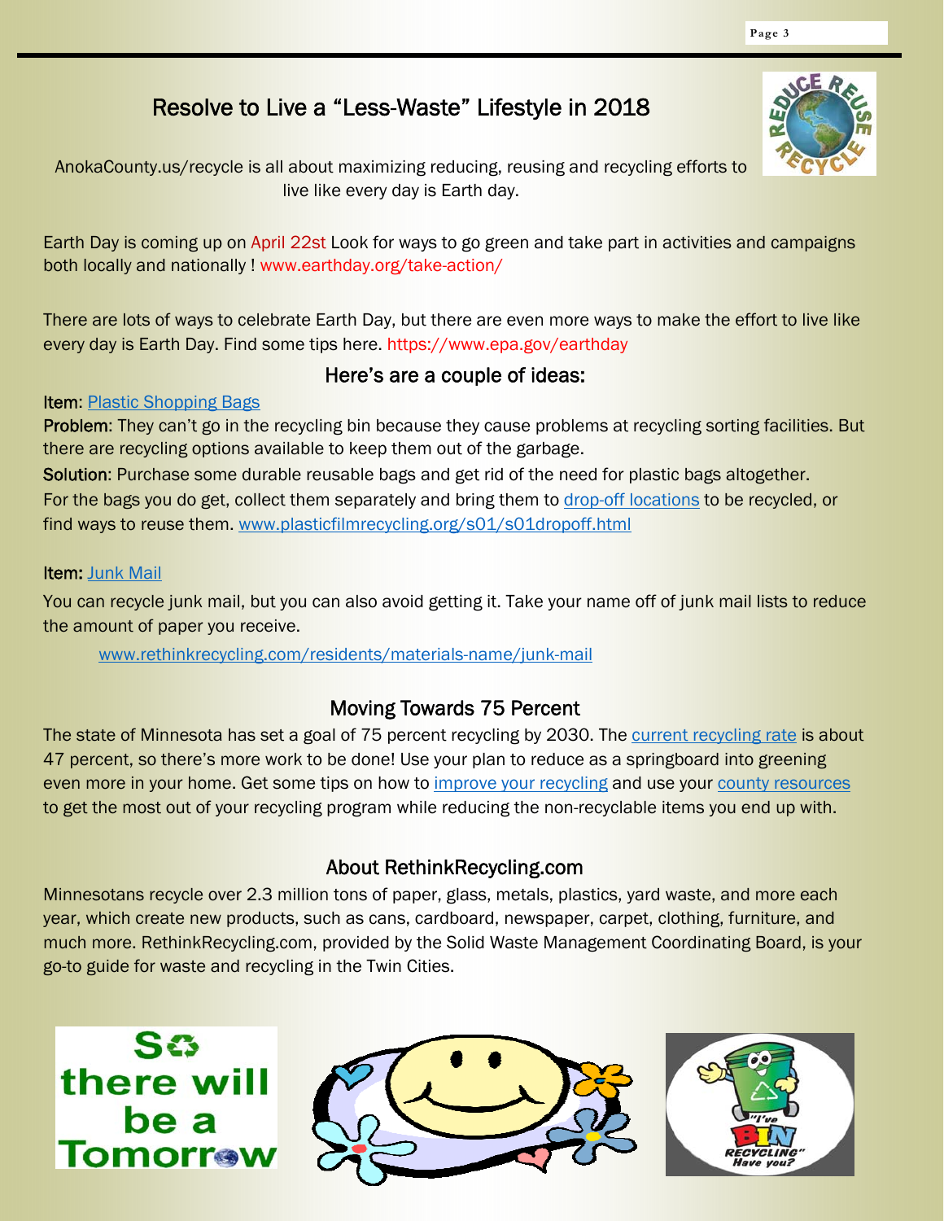# Resolve to Live a "Less-Waste" Lifestyle in 2018

AnokaCounty.us/recycle is all about maximizing reducing, reusing and recycling efforts to live like every day is Earth day.

Earth Day is coming up on April 22st Look for ways to go green and take part in activities and campaigns both locally and nationally ! www.earthday.org/take-action/

There are lots of ways to celebrate Earth Day, but there are even more ways to make the effort to live like every day is Earth Day. Find some tips here. https://www.epa.gov/earthday

## Here's are a couple of ideas:

**Item**: Plastic Shopping Bags

**Problem**: They can't go in the recycling bin because they cause problems at recycling sorting facilities. But there are recycling options available to keep them out of the garbage.

**Solution**: Purchase some durable reusable bags and get rid of the need for plastic bags altogether. For the bags you do get, collect them separately and bring them to drop-off locations to be recycled, or find ways to reuse them. www.plasticfilmrecycling.org/s01/s01dropoff.html

**Item:** Junk Mail

You can recycle junk mail, but you can also avoid getting it. Take your name off of junk mail lists to reduce the amount of paper you receive.

www.rethinkrecycling.com/residents/materials-name/junk-mail

## Moving Towards 75 Percent

The state of Minnesota has set a goal of 75 percent recycling by 2030. The current recycling rate is about 47 percent, so there's more work to be done! Use your plan to reduce as a springboard into greening even more in your home. Get some tips on how to improve your recycling and use your county resources to get the most out of your recycling program while reducing the non-recyclable items you end up with.

## About RethinkRecycling.com

Minnesotans recycle over 2.3 million tons of paper, glass, metals, plastics, yard waste, and more each year, which create new products, such as cans, cardboard, newspaper, carpet, clothing, furniture, and much more. RethinkRecycling.com, provided by the Solid Waste Management Coordinating Board, is your go-to guide for waste and recycling in the Twin Cities.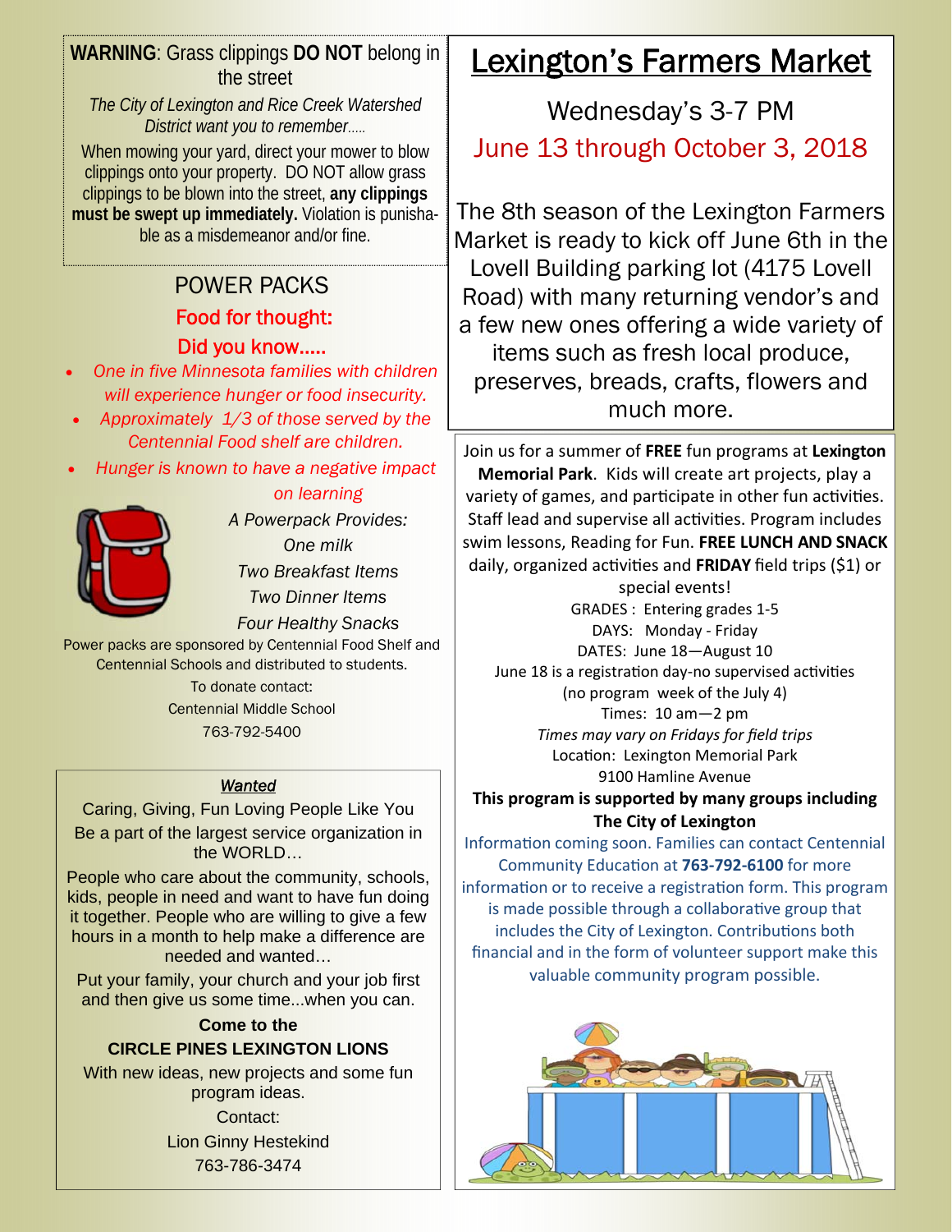**WARNING**: Grass clippings **DO NOT** belong in the street

*The City of Lexington and Rice Creek Watershed District want you to remember.....*

When mowing your yard, direct your mower to blow clippings onto your property. DO NOT allow grass clippings to be blown into the street, **any clippings must be swept up immediately.** Violation is punishable as a misdemeanor and/or fine.

## POWER PACKS

### Food for thought:

### Did you know.....

- *One in five Minnesota families with children will experience hunger or food insecurity.*
- *Approximately 1/3 of those served by the Centennial Food shelf are children.*
- *Hunger is known to have a negative impact on learning*

*A Powerpack Provides:*
*One milk*
*Two Breakfast Items*
*Two Dinner Items*
*Four Healthy Snacks*

Power packs are sponsored by Centennial Food Shelf and Centennial Schools and distributed to students.

To donate contact:
Centennial Middle School
763-792-5400

***Wanted***

Caring, Giving, Fun Loving People Like You

Be a part of the largest service organization in the WORLD…

People who care about the community, schools, kids, people in need and want to have fun doing it together. People who are willing to give a few hours in a month to help make a difference are needed and wanted…

Put your family, your church and your job first and then give us some time...when you can.

**Come to the**
**CIRCLE PINES LEXINGTON LIONS**

With new ideas, new projects and some fun program ideas.

Contact:
Lion Ginny Hestekind
763-786-3474

# Lexington's Farmers Market

Wednesday's 3-7 PM

June 13 through October 3, 2018

The 8th season of the Lexington Farmers Market is ready to kick off June 6th in the Lovell Building parking lot (4175 Lovell Road) with many returning vendor's and a few new ones offering a wide variety of items such as fresh local produce, preserves, breads, crafts, flowers and much more.

Join us for a summer of **FREE** fun programs at **Lexington Memorial Park**. Kids will create art projects, play a variety of games, and participate in other fun activities. Staff lead and supervise all activities. Program includes swim lessons, Reading for Fun. **FREE LUNCH AND SNACK** daily, organized activities and **FRIDAY** field trips ($1) or special events!

GRADES : Entering grades 1-5
DAYS: Monday - Friday
DATES: June 18—August 10
June 18 is a registration day-no supervised activities
(no program week of the July 4)
Times: 10 am—2 pm
*Times may vary on Fridays for field trips*
Location: Lexington Memorial Park
9100 Hamline Avenue

**This program is supported by many groups including The City of Lexington**

Information coming soon. Families can contact Centennial Community Education at **763-792-6100** for more information or to receive a registration form. This program is made possible through a collaborative group that includes the City of Lexington. Contributions both financial and in the form of volunteer support make this valuable community program possible.